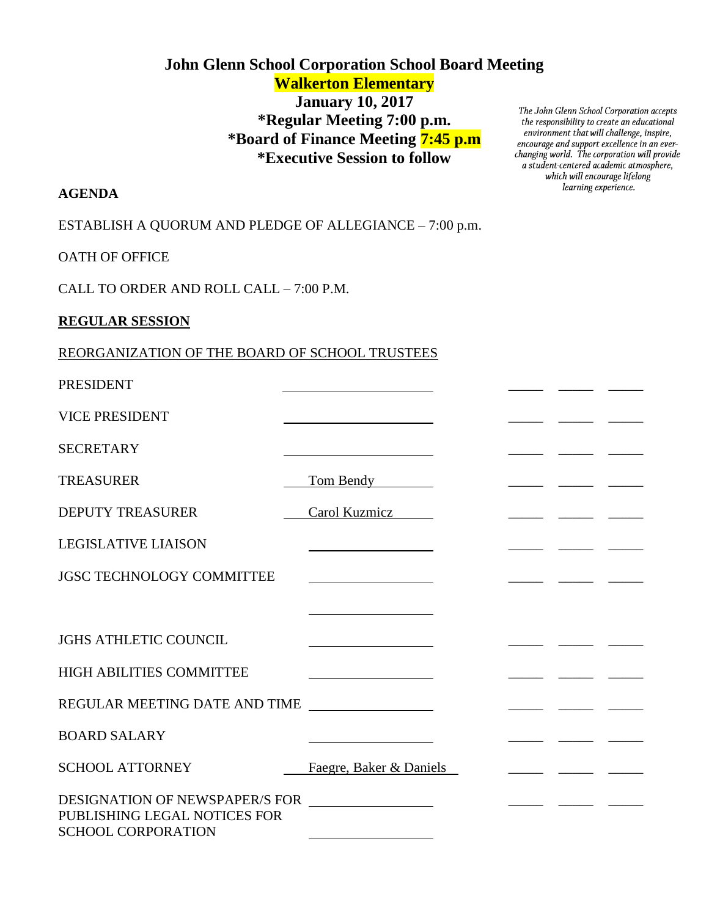# John Glenn School Corporation School Board Meeting

## Walkerton Elementary

**January 10, 2017**
**\*Regular Meeting 7:00 p.m.**
**\*Board of Finance Meeting 7:45 p.m**
**\*Executive Session to follow**

*The John Glenn School Corporation accepts the responsibility to create an educational environment that will challenge, inspire, encourage and support excellence in an ever-changing world. The corporation will provide a student-centered academic atmosphere, which will encourage lifelong learning experience.*

**AGENDA**

ESTABLISH A QUORUM AND PLEDGE OF ALLEGIANCE – 7:00 p.m.

OATH OF OFFICE

CALL TO ORDER AND ROLL CALL – 7:00 P.M.

**REGULAR SESSION**

REORGANIZATION OF THE BOARD OF SCHOOL TRUSTEES

| | | | | |
|---|---|---|---|---|
| PRESIDENT | ______________ | _____ | _____ | _____ |
| VICE PRESIDENT | ______________ | _____ | _____ | _____ |
| SECRETARY | ______________ | _____ | _____ | _____ |
| TREASURER | Tom Bendy | _____ | _____ | _____ |
| DEPUTY TREASURER | Carol Kuzmicz | _____ | _____ | _____ |
| LEGISLATIVE LIAISON | ______________ | _____ | _____ | _____ |
| JGSC TECHNOLOGY COMMITTEE | ______________<br>______________ | _____ | _____ | _____ |
| JGHS ATHLETIC COUNCIL | ______________ | _____ | _____ | _____ |
| HIGH ABILITIES COMMITTEE | ______________ | _____ | _____ | _____ |
| REGULAR MEETING DATE AND TIME | ______________ | _____ | _____ | _____ |
| BOARD SALARY | ______________ | _____ | _____ | _____ |
| SCHOOL ATTORNEY | Faegre, Baker & Daniels | _____ | _____ | _____ |
| DESIGNATION OF NEWSPAPER/S FOR PUBLISHING LEGAL NOTICES FOR SCHOOL CORPORATION | ______________<br>______________ | _____ | _____ | _____ |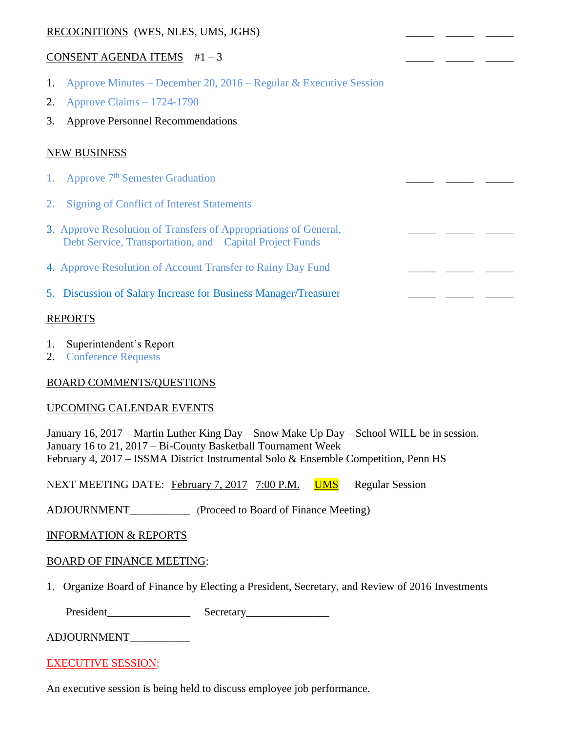RECOGNITIONS (WES, NLES, UMS, JGHS) _____ _____ _____

CONSENT AGENDA ITEMS #1 – 3 _____ _____ _____

1. Approve Minutes – December 20, 2016 – Regular & Executive Session
2. Approve Claims – 1724-1790
3. Approve Personnel Recommendations

NEW BUSINESS

1. Approve 7th Semester Graduation _____ _____ _____

2. Signing of Conflict of Interest Statements

3. Approve Resolution of Transfers of Appropriations of General, Debt Service, Transportation, and Capital Project Funds _____ _____ _____

4. Approve Resolution of Account Transfer to Rainy Day Fund _____ _____ _____

5. Discussion of Salary Increase for Business Manager/Treasurer _____ _____ _____

REPORTS

1. Superintendent's Report
2. Conference Requests

BOARD COMMENTS/QUESTIONS

UPCOMING CALENDAR EVENTS

January 16, 2017 – Martin Luther King Day – Snow Make Up Day – School WILL be in session.
January 16 to 21, 2017 – Bi-County Basketball Tournament Week
February 4, 2017 – ISSMA District Instrumental Solo & Ensemble Competition, Penn HS

NEXT MEETING DATE: February 7, 2017 7:00 P.M. UMS Regular Session

ADJOURNMENT___________ (Proceed to Board of Finance Meeting)

INFORMATION & REPORTS

BOARD OF FINANCE MEETING:

1. Organize Board of Finance by Electing a President, Secretary, and Review of 2016 Investments

   President_______________ Secretary_______________

ADJOURNMENT___________

EXECUTIVE SESSION:

An executive session is being held to discuss employee job performance.